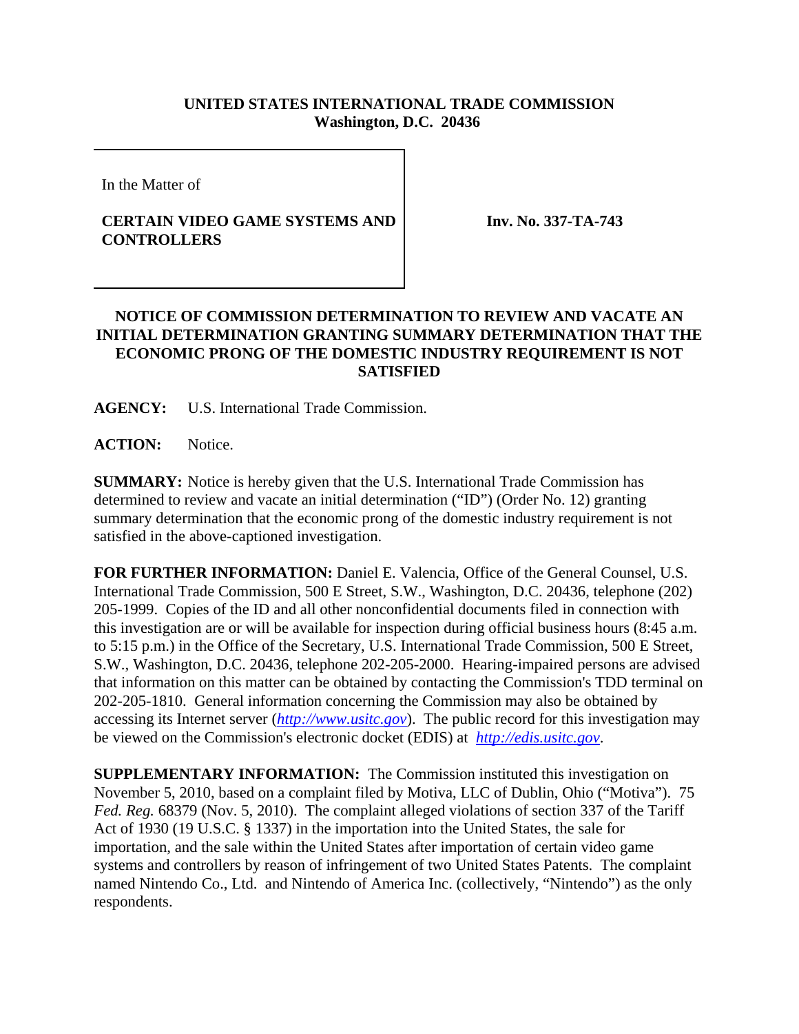**UNITED STATES INTERNATIONAL TRADE COMMISSION**
**Washington, D.C. 20436**

In the Matter of

**CERTAIN VIDEO GAME SYSTEMS AND CONTROLLERS**

**Inv. No. 337-TA-743**

## NOTICE OF COMMISSION DETERMINATION TO REVIEW AND VACATE AN INITIAL DETERMINATION GRANTING SUMMARY DETERMINATION THAT THE ECONOMIC PRONG OF THE DOMESTIC INDUSTRY REQUIREMENT IS NOT SATISFIED

**AGENCY:** U.S. International Trade Commission.

**ACTION:** Notice.

**SUMMARY:** Notice is hereby given that the U.S. International Trade Commission has determined to review and vacate an initial determination ("ID") (Order No. 12) granting summary determination that the economic prong of the domestic industry requirement is not satisfied in the above-captioned investigation.

**FOR FURTHER INFORMATION:** Daniel E. Valencia, Office of the General Counsel, U.S. International Trade Commission, 500 E Street, S.W., Washington, D.C. 20436, telephone (202) 205-1999. Copies of the ID and all other nonconfidential documents filed in connection with this investigation are or will be available for inspection during official business hours (8:45 a.m. to 5:15 p.m.) in the Office of the Secretary, U.S. International Trade Commission, 500 E Street, S.W., Washington, D.C. 20436, telephone 202-205-2000. Hearing-impaired persons are advised that information on this matter can be obtained by contacting the Commission's TDD terminal on 202-205-1810. General information concerning the Commission may also be obtained by accessing its Internet server (*http://www.usitc.gov*). The public record for this investigation may be viewed on the Commission's electronic docket (EDIS) at *http://edis.usitc.gov*.

**SUPPLEMENTARY INFORMATION:** The Commission instituted this investigation on November 5, 2010, based on a complaint filed by Motiva, LLC of Dublin, Ohio ("Motiva"). 75 *Fed. Reg.* 68379 (Nov. 5, 2010). The complaint alleged violations of section 337 of the Tariff Act of 1930 (19 U.S.C. § 1337) in the importation into the United States, the sale for importation, and the sale within the United States after importation of certain video game systems and controllers by reason of infringement of two United States Patents. The complaint named Nintendo Co., Ltd. and Nintendo of America Inc. (collectively, "Nintendo") as the only respondents.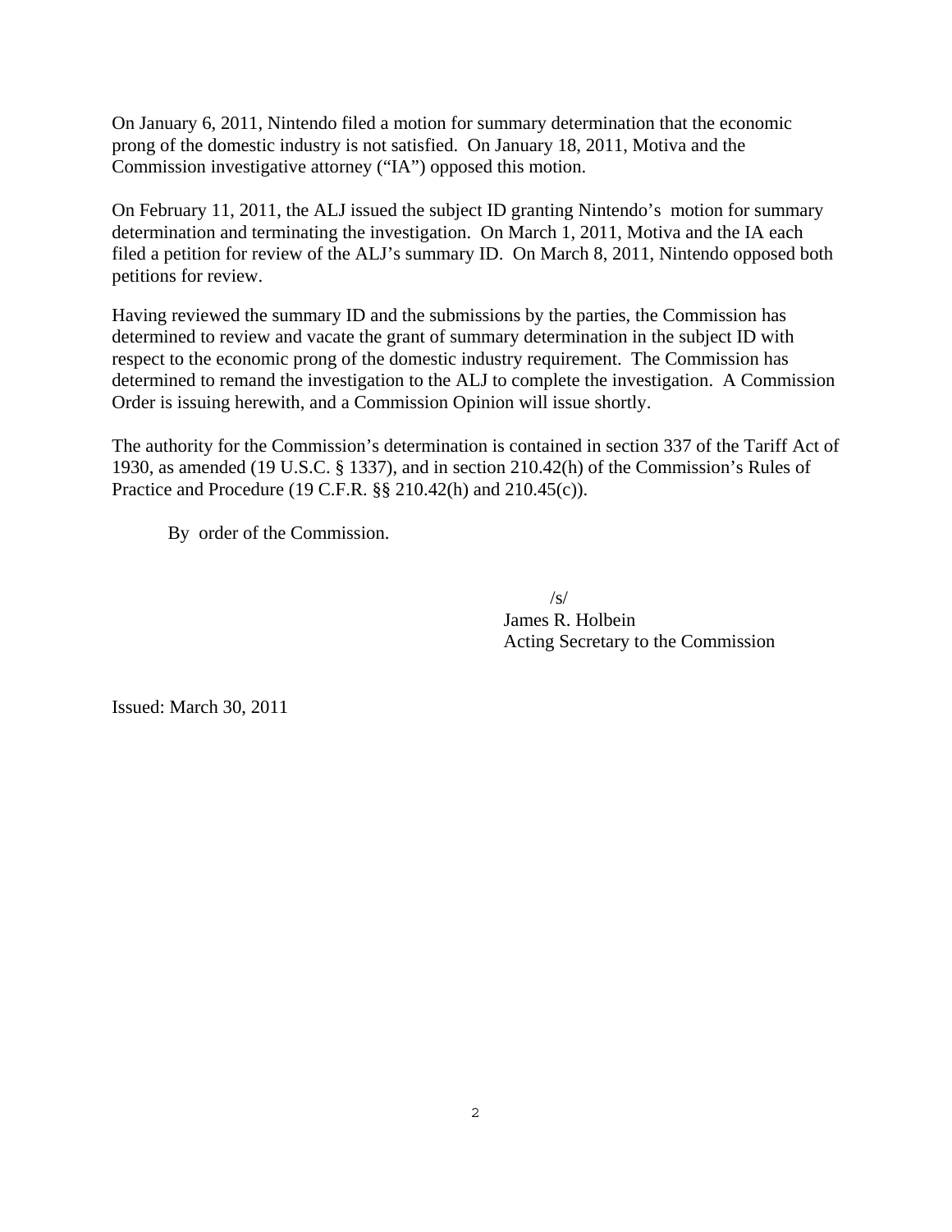On January 6, 2011, Nintendo filed a motion for summary determination that the economic prong of the domestic industry is not satisfied. On January 18, 2011, Motiva and the Commission investigative attorney ("IA") opposed this motion.

On February 11, 2011, the ALJ issued the subject ID granting Nintendo's motion for summary determination and terminating the investigation. On March 1, 2011, Motiva and the IA each filed a petition for review of the ALJ's summary ID. On March 8, 2011, Nintendo opposed both petitions for review.

Having reviewed the summary ID and the submissions by the parties, the Commission has determined to review and vacate the grant of summary determination in the subject ID with respect to the economic prong of the domestic industry requirement. The Commission has determined to remand the investigation to the ALJ to complete the investigation. A Commission Order is issuing herewith, and a Commission Opinion will issue shortly.

The authority for the Commission's determination is contained in section 337 of the Tariff Act of 1930, as amended (19 U.S.C. § 1337), and in section 210.42(h) of the Commission's Rules of Practice and Procedure (19 C.F.R. §§ 210.42(h) and 210.45(c)).

By order of the Commission.

/s/
James R. Holbein
Acting Secretary to the Commission

Issued: March 30, 2011